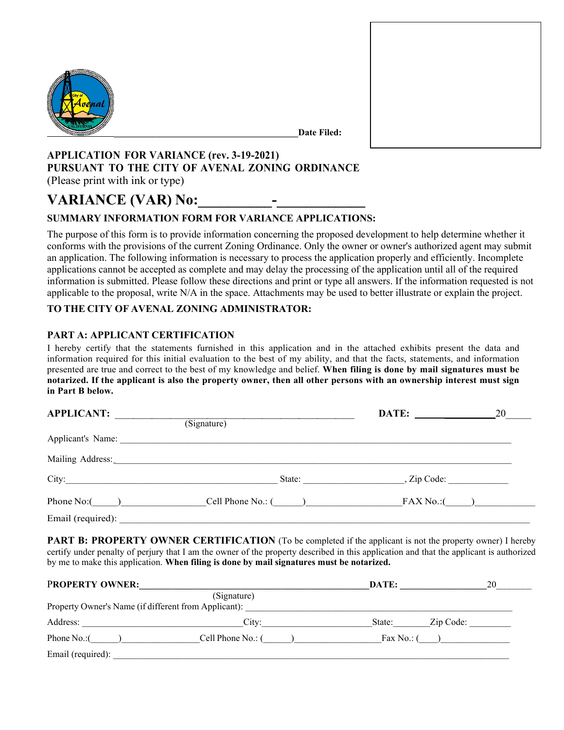Date Filed:

**APPLICATION FOR VARIANCE (rev. 3-19-2021)**
**PURSUANT TO THE CITY OF AVENAL ZONING ORDINANCE**
(Please print with ink or type)

# VARIANCE (VAR) No:__________-____________

### SUMMARY INFORMATION FORM FOR VARIANCE APPLICATIONS:

The purpose of this form is to provide information concerning the proposed development to help determine whether it conforms with the provisions of the current Zoning Ordinance. Only the owner or owner's authorized agent may submit an application. The following information is necessary to process the application properly and efficiently. Incomplete applications cannot be accepted as complete and may delay the processing of the application until all of the required information is submitted. Please follow these directions and print or type all answers. If the information requested is not applicable to the proposal, write N/A in the space. Attachments may be used to better illustrate or explain the project.

### TO THE CITY OF AVENAL ZONING ADMINISTRATOR:

### PART A: APPLICANT CERTIFICATION

I hereby certify that the statements furnished in this application and in the attached exhibits present the data and information required for this initial evaluation to the best of my ability, and that the facts, statements, and information presented are true and correct to the best of my knowledge and belief. **When filing is done by mail signatures must be notarized. If the applicant is also the property owner, then all other persons with an ownership interest must sign in Part B below.**

**APPLICANT:** ______________________________________________ **DATE:** ________________20_____
(Signature)

Applicant's Name: ______________________________________________________________________

Mailing Address:_______________________________________________________________________

City:_________________________________________ State: ____________________, Zip Code: ____________

Phone No:(_____)_________________Cell Phone No.: (______)___________________FAX No.:(_____)____________

Email (required): ________________________________________________________________________

**PART B: PROPERTY OWNER CERTIFICATION** (To be completed if the applicant is not the property owner) I hereby certify under penalty of perjury that I am the owner of the property described in this application and that the applicant is authorized by me to make this application. **When filing is done by mail signatures must be notarized.**

**PROPERTY OWNER:**______________________________________________ **DATE:** __________________20_______
(Signature)

Property Owner's Name (if different from Applicant): ________________________________________________

Address: ________________________________City:______________________State:________Zip Code: _________

Phone No.:(______)________________Cell Phone No.: (______)__________________Fax No.: (____)______________

Email (required): ________________________________________________________________________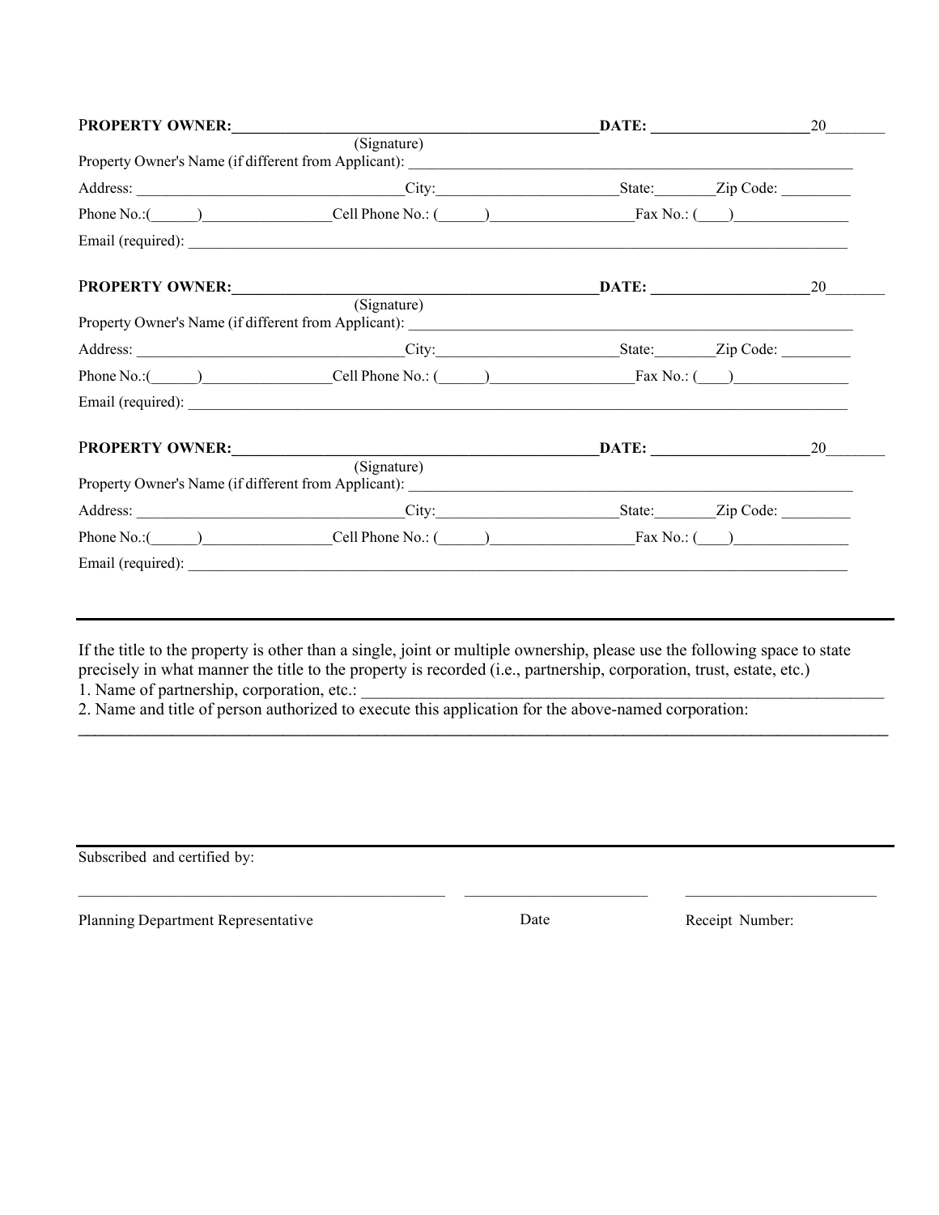**PROPERTY OWNER:**\_\_\_\_\_\_\_\_\_\_\_\_\_\_\_\_\_\_\_\_\_\_\_\_\_\_\_\_\_\_\_\_\_\_\_\_\_\_\_\_\_\_\_\_\_\_\_\_**DATE:** \_\_\_\_\_\_\_\_\_\_\_\_\_\_\_\_\_\_\_\_20\_\_\_\_\_\_\_\_

(Signature)

Property Owner's Name (if different from Applicant): \_\_\_\_\_\_\_\_\_\_\_\_\_\_\_\_\_\_\_\_\_\_\_\_\_\_\_\_\_\_\_\_\_\_\_\_\_\_\_\_\_\_\_\_\_\_\_\_\_\_\_\_\_\_\_\_\_\_\_\_

Address: \_\_\_\_\_\_\_\_\_\_\_\_\_\_\_\_\_\_\_\_\_\_\_\_\_\_\_\_\_\_\_\_\_\_\_City:\_\_\_\_\_\_\_\_\_\_\_\_\_\_\_\_\_\_\_\_\_\_\_\_State:\_\_\_\_\_\_\_\_Zip Code: \_\_\_\_\_\_\_\_\_

Phone No.:(\_\_\_\_\_\_)\_\_\_\_\_\_\_\_\_\_\_\_\_\_\_\_\_Cell Phone No.: (\_\_\_\_\_\_)\_\_\_\_\_\_\_\_\_\_\_\_\_\_\_\_\_\_\_Fax No.: (\_\_\_\_)\_\_\_\_\_\_\_\_\_\_\_\_\_\_\_

Email (required): \_\_\_\_\_\_\_\_\_\_\_\_\_\_\_\_\_\_\_\_\_\_\_\_\_\_\_\_\_\_\_\_\_\_\_\_\_\_\_\_\_\_\_\_\_\_\_\_\_\_\_\_\_\_\_\_\_\_\_\_\_\_\_\_\_\_\_\_\_\_\_\_\_\_\_\_\_\_\_\_\_\_\_\_\_\_\_\_\_\_\_\_\_\_\_\_\_\_\_\_\_\_

**PROPERTY OWNER:**\_\_\_\_\_\_\_\_\_\_\_\_\_\_\_\_\_\_\_\_\_\_\_\_\_\_\_\_\_\_\_\_\_\_\_\_\_\_\_\_\_\_\_\_\_\_\_\_**DATE:** \_\_\_\_\_\_\_\_\_\_\_\_\_\_\_\_\_\_\_\_20\_\_\_\_\_\_\_\_

(Signature)

Property Owner's Name (if different from Applicant): \_\_\_\_\_\_\_\_\_\_\_\_\_\_\_\_\_\_\_\_\_\_\_\_\_\_\_\_\_\_\_\_\_\_\_\_\_\_\_\_\_\_\_\_\_\_\_\_\_\_\_\_\_\_\_\_\_\_\_\_

Address: \_\_\_\_\_\_\_\_\_\_\_\_\_\_\_\_\_\_\_\_\_\_\_\_\_\_\_\_\_\_\_\_\_\_\_City:\_\_\_\_\_\_\_\_\_\_\_\_\_\_\_\_\_\_\_\_\_\_\_\_State:\_\_\_\_\_\_\_\_Zip Code: \_\_\_\_\_\_\_\_\_

Phone No.:(\_\_\_\_\_\_)\_\_\_\_\_\_\_\_\_\_\_\_\_\_\_\_\_Cell Phone No.: (\_\_\_\_\_\_)\_\_\_\_\_\_\_\_\_\_\_\_\_\_\_\_\_\_\_Fax No.: (\_\_\_\_)\_\_\_\_\_\_\_\_\_\_\_\_\_\_\_

Email (required): \_\_\_\_\_\_\_\_\_\_\_\_\_\_\_\_\_\_\_\_\_\_\_\_\_\_\_\_\_\_\_\_\_\_\_\_\_\_\_\_\_\_\_\_\_\_\_\_\_\_\_\_\_\_\_\_\_\_\_\_\_\_\_\_\_\_\_\_\_\_\_\_\_\_\_\_\_\_\_\_\_\_\_\_\_\_\_\_\_\_\_\_\_\_\_\_\_\_\_\_\_\_

**PROPERTY OWNER:**\_\_\_\_\_\_\_\_\_\_\_\_\_\_\_\_\_\_\_\_\_\_\_\_\_\_\_\_\_\_\_\_\_\_\_\_\_\_\_\_\_\_\_\_\_\_\_\_**DATE:** \_\_\_\_\_\_\_\_\_\_\_\_\_\_\_\_\_\_\_\_20\_\_\_\_\_\_\_\_

(Signature)

Property Owner's Name (if different from Applicant): \_\_\_\_\_\_\_\_\_\_\_\_\_\_\_\_\_\_\_\_\_\_\_\_\_\_\_\_\_\_\_\_\_\_\_\_\_\_\_\_\_\_\_\_\_\_\_\_\_\_\_\_\_\_\_\_\_\_\_\_

Address: \_\_\_\_\_\_\_\_\_\_\_\_\_\_\_\_\_\_\_\_\_\_\_\_\_\_\_\_\_\_\_\_\_\_\_City:\_\_\_\_\_\_\_\_\_\_\_\_\_\_\_\_\_\_\_\_\_\_\_\_State:\_\_\_\_\_\_\_\_Zip Code: \_\_\_\_\_\_\_\_\_

Phone No.:(\_\_\_\_\_\_)\_\_\_\_\_\_\_\_\_\_\_\_\_\_\_\_\_Cell Phone No.: (\_\_\_\_\_\_)\_\_\_\_\_\_\_\_\_\_\_\_\_\_\_\_\_\_\_Fax No.: (\_\_\_\_)\_\_\_\_\_\_\_\_\_\_\_\_\_\_\_

Email (required): \_\_\_\_\_\_\_\_\_\_\_\_\_\_\_\_\_\_\_\_\_\_\_\_\_\_\_\_\_\_\_\_\_\_\_\_\_\_\_\_\_\_\_\_\_\_\_\_\_\_\_\_\_\_\_\_\_\_\_\_\_\_\_\_\_\_\_\_\_\_\_\_\_\_\_\_\_\_\_\_\_\_\_\_\_\_\_\_\_\_\_\_\_\_\_\_\_\_\_\_\_\_

---

If the title to the property is other than a single, joint or multiple ownership, please use the following space to state precisely in what manner the title to the property is recorded (i.e., partnership, corporation, trust, estate, etc.)

1. Name of partnership, corporation, etc.: \_\_\_\_\_\_\_\_\_\_\_\_\_\_\_\_\_\_\_\_\_\_\_\_\_\_\_\_\_\_\_\_\_\_\_\_\_\_\_\_\_\_\_\_\_\_\_\_\_\_\_\_\_\_\_\_\_\_\_\_\_\_\_\_
2. Name and title of person authorized to execute this application for the above-named corporation:

\_\_\_\_\_\_\_\_\_\_\_\_\_\_\_\_\_\_\_\_\_\_\_\_\_\_\_\_\_\_\_\_\_\_\_\_\_\_\_\_\_\_\_\_\_\_\_\_\_\_\_\_\_\_\_\_\_\_\_\_\_\_\_\_\_\_\_\_\_\_\_\_\_\_\_\_\_\_\_\_\_\_\_\_\_\_\_\_\_\_\_\_\_\_\_\_\_\_\_\_

---

Subscribed and certified by:

\_\_\_\_\_\_\_\_\_\_\_\_\_\_\_\_\_\_\_\_\_\_\_\_\_\_\_\_\_\_\_\_\_\_\_\_\_\_\_\_\_\_\_\_\_\_\_ \_\_\_\_\_\_\_\_\_\_\_\_\_\_\_\_\_\_\_\_\_\_\_\_ \_\_\_\_\_\_\_\_\_\_\_\_\_\_\_\_\_\_\_\_\_\_\_\_\_

Planning Department Representative Date Receipt Number: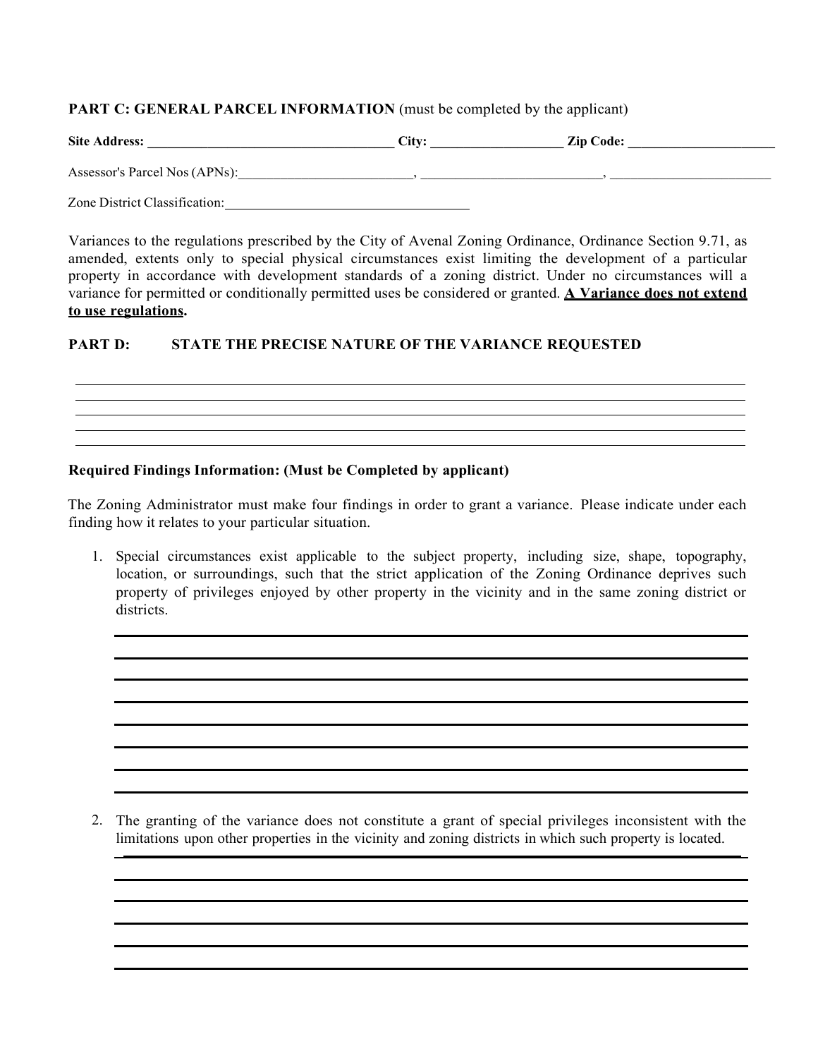**PART C: GENERAL PARCEL INFORMATION** (must be completed by the applicant)

**Site Address:** ____________________________________ **City:** ____________________ **Zip Code:** ______________________

Assessor's Parcel Nos (APNs):__________________________, __________________________, ________________________

Zone District Classification:____________________________________

Variances to the regulations prescribed by the City of Avenal Zoning Ordinance, Ordinance Section 9.71, as amended, extents only to special physical circumstances exist limiting the development of a particular property in accordance with development standards of a zoning district. Under no circumstances will a variance for permitted or conditionally permitted uses be considered or granted. **<u>A Variance does not extend to use regulations</u>.**

**PART D: STATE THE PRECISE NATURE OF THE VARIANCE REQUESTED**

______________________________________________________________________________
______________________________________________________________________________
______________________________________________________________________________
______________________________________________________________________________
______________________________________________________________________________

**Required Findings Information: (Must be Completed by applicant)**

The Zoning Administrator must make four findings in order to grant a variance. Please indicate under each finding how it relates to your particular situation.

1. Special circumstances exist applicable to the subject property, including size, shape, topography, location, or surroundings, such that the strict application of the Zoning Ordinance deprives such property of privileges enjoyed by other property in the vicinity and in the same zoning district or districts.

   ______________________________________________________________________________
   ______________________________________________________________________________
   ______________________________________________________________________________
   ______________________________________________________________________________
   ______________________________________________________________________________
   ______________________________________________________________________________
   ______________________________________________________________________________
   ______________________________________________________________________________

2. The granting of the variance does not constitute a grant of special privileges inconsistent with the limitations upon other properties in the vicinity and zoning districts in which such property is located.

   ______________________________________________________________________________
   ______________________________________________________________________________
   ______________________________________________________________________________
   ______________________________________________________________________________
   ______________________________________________________________________________
   ______________________________________________________________________________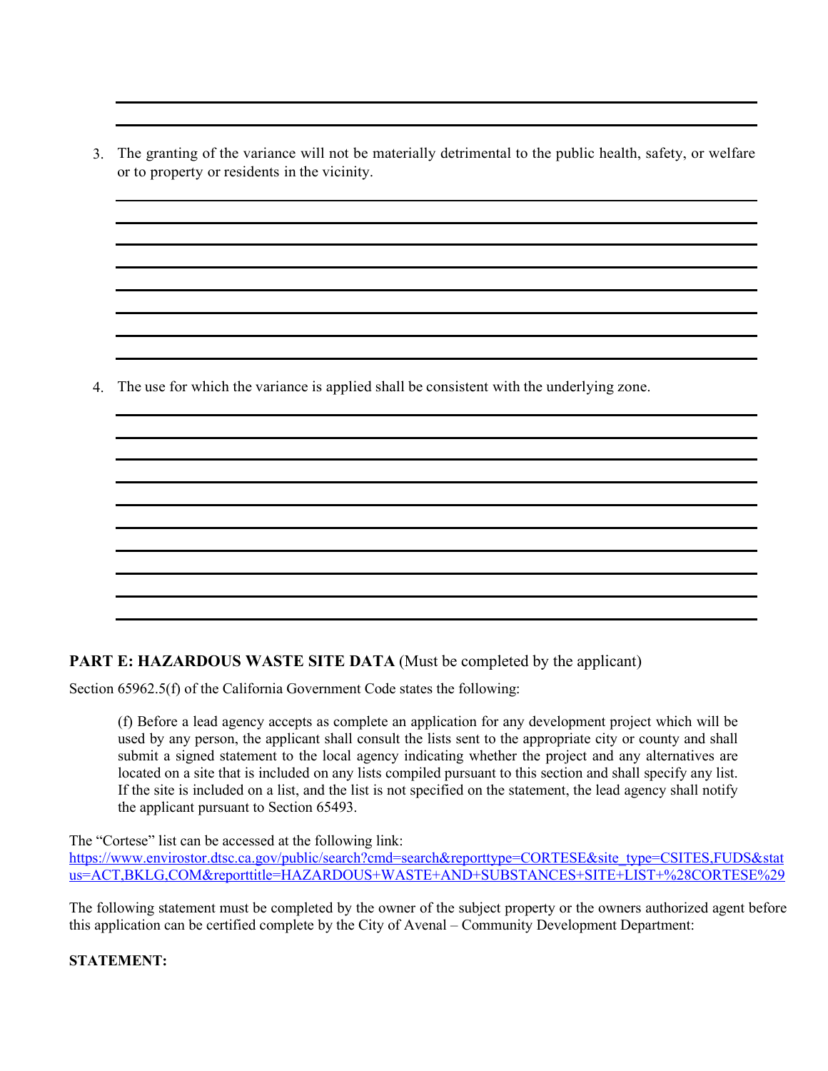3. The granting of the variance will not be materially detrimental to the public health, safety, or welfare or to property or residents in the vicinity.

4. The use for which the variance is applied shall be consistent with the underlying zone.

**PART E: HAZARDOUS WASTE SITE DATA** (Must be completed by the applicant)

Section 65962.5(f) of the California Government Code states the following:

> (f) Before a lead agency accepts as complete an application for any development project which will be used by any person, the applicant shall consult the lists sent to the appropriate city or county and shall submit a signed statement to the local agency indicating whether the project and any alternatives are located on a site that is included on any lists compiled pursuant to this section and shall specify any list. If the site is included on a list, and the list is not specified on the statement, the lead agency shall notify the applicant pursuant to Section 65493.

The "Cortese" list can be accessed at the following link:
https://www.envirostor.dtsc.ca.gov/public/search?cmd=search&reporttype=CORTESE&site_type=CSITES,FUDS&status=ACT,BKLG,COM&reporttitle=HAZARDOUS+WASTE+AND+SUBSTANCES+SITE+LIST+%28CORTESE%29

The following statement must be completed by the owner of the subject property or the owners authorized agent before this application can be certified complete by the City of Avenal – Community Development Department:

**STATEMENT:**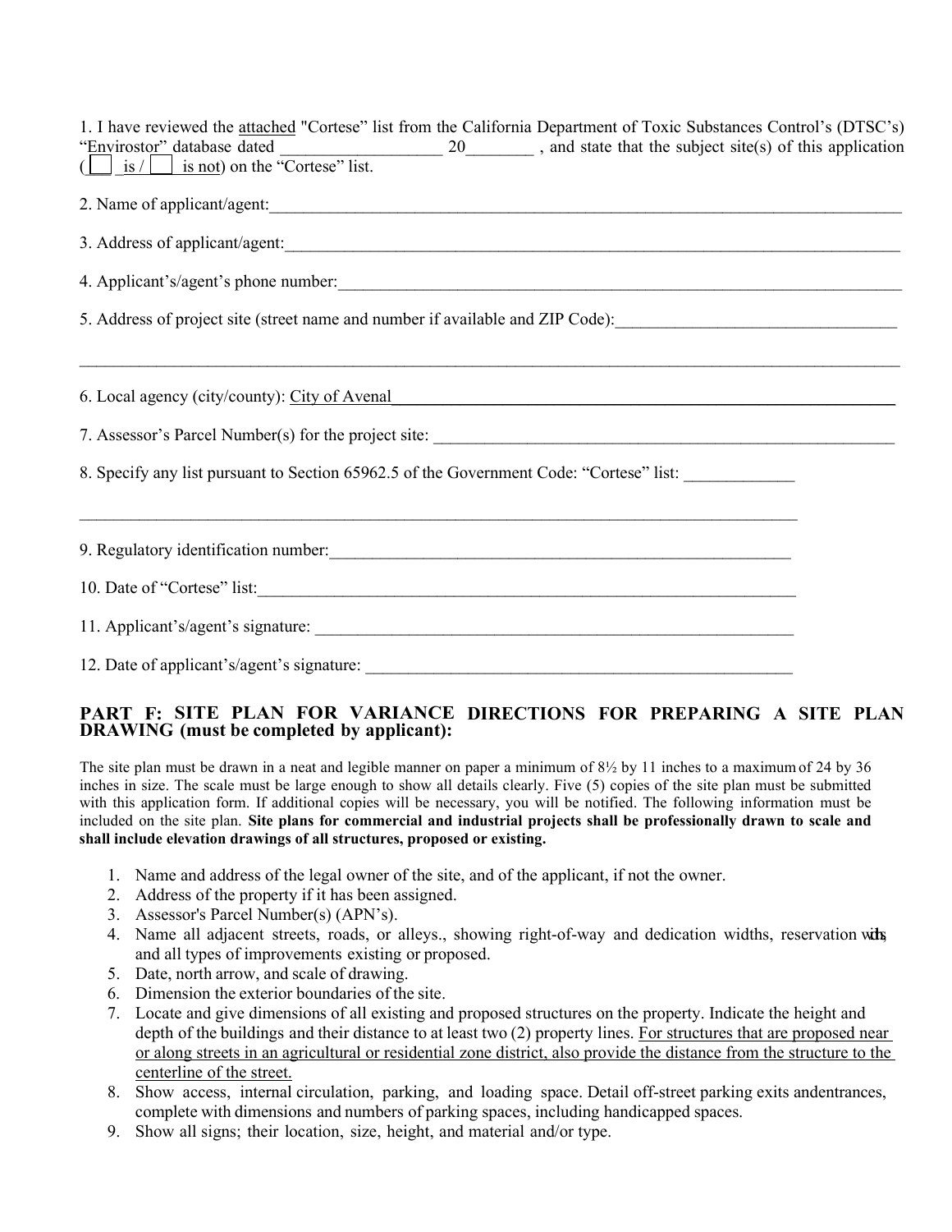1. I have reviewed the attached "Cortese" list from the California Department of Toxic Substances Control's (DTSC's) "Envirostor" database dated __________________ 20_______ , and state that the subject site(s) of this application ( ☐ is / ☐ is not) on the "Cortese" list.

2. Name of applicant/agent:_______________________________________________________________________________

3. Address of applicant/agent:_____________________________________________________________________________

4. Applicant's/agent's phone number:_______________________________________________________________________

5. Address of project site (street name and number if available and ZIP Code):_________________________________

_______________________________________________________________________________________________________

6. Local agency (city/county): City of Avenal___________________________________________________________

7. Assessor's Parcel Number(s) for the project site: ____________________________________________________

8. Specify any list pursuant to Section 65962.5 of the Government Code: "Cortese" list: _____________

_______________________________________________________________________________________________________

9. Regulatory identification number:_______________________________________________________

10. Date of "Cortese" list:__________________________________________________________________

11. Applicant's/agent's signature: _________________________________________________________

12. Date of applicant's/agent's signature: __________________________________________________

## PART F: SITE PLAN FOR VARIANCE DIRECTIONS FOR PREPARING A SITE PLAN DRAWING (must be completed by applicant):

The site plan must be drawn in a neat and legible manner on paper a minimum of 8½ by 11 inches to a maximum of 24 by 36 inches in size. The scale must be large enough to show all details clearly. Five (5) copies of the site plan must be submitted with this application form. If additional copies will be necessary, you will be notified. The following information must be included on the site plan. **Site plans for commercial and industrial projects shall be professionally drawn to scale and shall include elevation drawings of all structures, proposed or existing.**

1. Name and address of the legal owner of the site, and of the applicant, if not the owner.
2. Address of the property if it has been assigned.
3. Assessor's Parcel Number(s) (APN's).
4. Name all adjacent streets, roads, or alleys., showing right-of-way and dedication widths, reservation widths, and all types of improvements existing or proposed.
5. Date, north arrow, and scale of drawing.
6. Dimension the exterior boundaries of the site.
7. Locate and give dimensions of all existing and proposed structures on the property. Indicate the height and depth of the buildings and their distance to at least two (2) property lines. For structures that are proposed near or along streets in an agricultural or residential zone district, also provide the distance from the structure to the centerline of the street.
8. Show access, internal circulation, parking, and loading space. Detail off-street parking exits andentrances, complete with dimensions and numbers of parking spaces, including handicapped spaces.
9. Show all signs; their location, size, height, and material and/or type.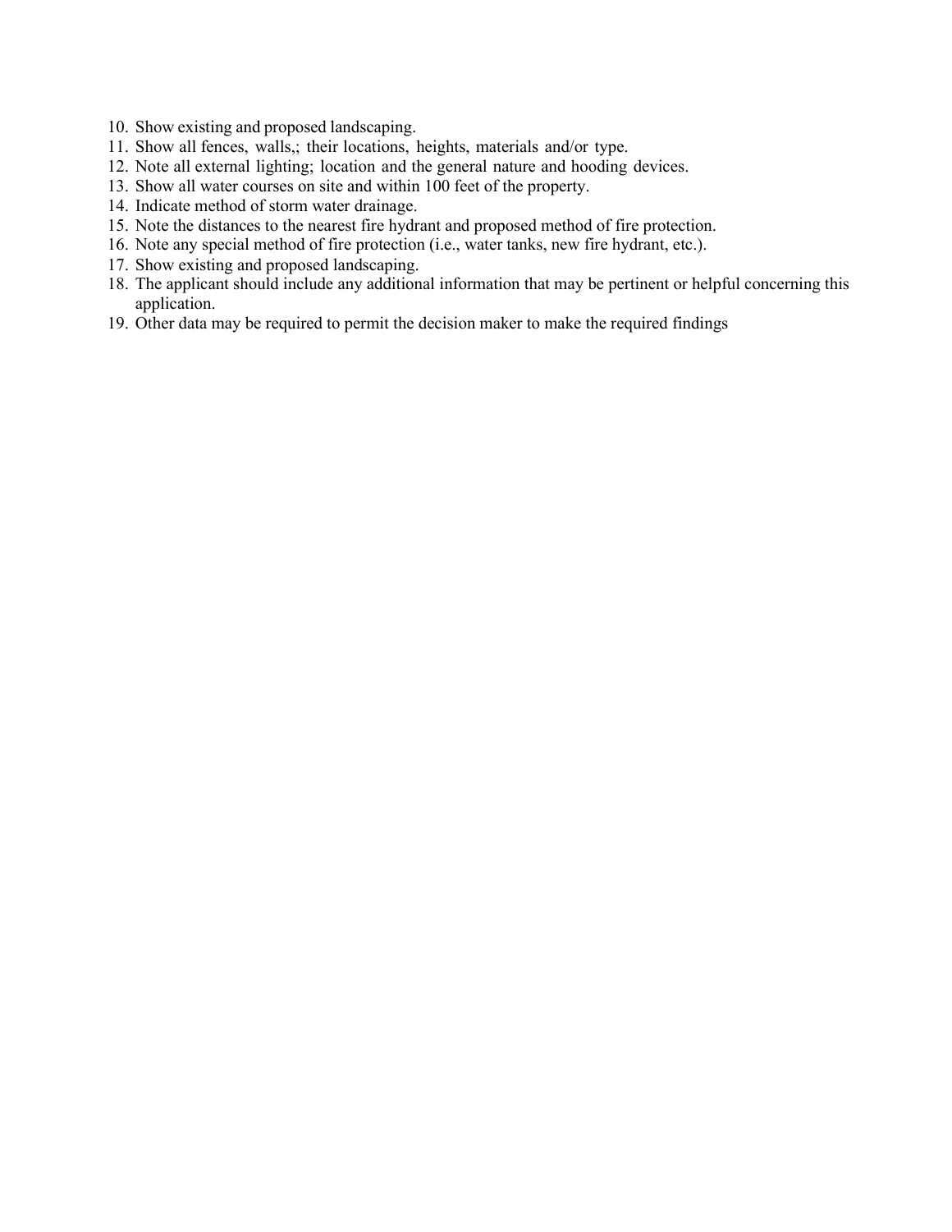10. Show existing and proposed landscaping.
11. Show all fences, walls,; their locations, heights, materials and/or type.
12. Note all external lighting; location and the general nature and hooding devices.
13. Show all water courses on site and within 100 feet of the property.
14. Indicate method of storm water drainage.
15. Note the distances to the nearest fire hydrant and proposed method of fire protection.
16. Note any special method of fire protection (i.e., water tanks, new fire hydrant, etc.).
17. Show existing and proposed landscaping.
18. The applicant should include any additional information that may be pertinent or helpful concerning this application.
19. Other data may be required to permit the decision maker to make the required findings